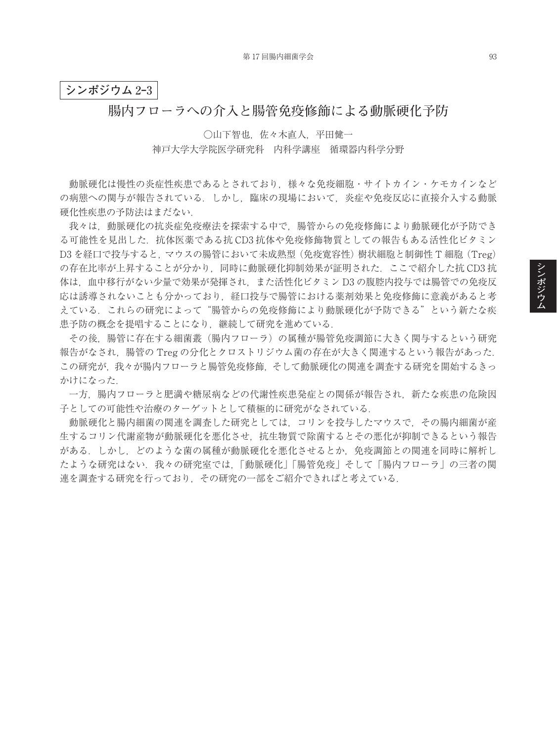**シンポジウム 2-3**

# 腸内フローラへの介入と腸管免疫修飾による動脈硬化予防

〇山下智也，佐々木直人，平田健一

神戸大学大学院医学研究科　内科学講座　循環器内科学分野

動脈硬化は慢性の炎症性疾患であるとされており，様々な免疫細胞・サイトカイン・ケモカインなどの病態への関与が報告されている．しかし，臨床の現場において，炎症や免疫反応に直接介入する動脈硬化性疾患の予防法はまだない．

我々は，動脈硬化の抗炎症免疫療法を探索する中で，腸管からの免疫修飾により動脈硬化が予防できる可能性を見出した．抗体医薬である抗 CD3 抗体や免疫修飾物質としての報告もある活性化ビタミン D3 を経口で投与すると，マウスの腸管において未成熟型（免疫寛容性）樹状細胞と制御性 T 細胞（Treg）の存在比率が上昇することが分かり，同時に動脈硬化抑制効果が証明された．ここで紹介した抗 CD3 抗体は，血中移行がない少量で効果が発揮され，また活性化ビタミン D3 の腹腔内投与では腸管での免疫反応は誘導されないことも分かっており，経口投与で腸管における薬剤効果と免疫修飾に意義があると考えている．これらの研究によって“腸管からの免疫修飾により動脈硬化が予防できる”という新たな疾患予防の概念を提唱することになり，継続して研究を進めている．

その後，腸管に存在する細菌叢（腸内フローラ）の属種が腸管免疫調節に大きく関与するという研究報告がなされ，腸管の Treg の分化とクロストリジウム菌の存在が大きく関連するという報告があった．この研究が，我々が腸内フローラと腸管免疫修飾，そして動脈硬化の関連を調査する研究を開始するきっかけになった．

一方，腸内フローラと肥満や糖尿病などの代謝性疾患発症との関係が報告され，新たな疾患の危険因子としての可能性や治療のターゲットとして積極的に研究がなされている．

動脈硬化と腸内細菌の関連を調査した研究としては，コリンを投与したマウスで，その腸内細菌が産生するコリン代謝産物が動脈硬化を悪化させ，抗生物質で除菌するとその悪化が抑制できるという報告がある．しかし，どのような菌の属種が動脈硬化を悪化させるとか，免疫調節との関連を同時に解析したような研究はない．我々の研究室では，「動脈硬化」「腸管免疫」そして「腸内フローラ」の三者の関連を調査する研究を行っており，その研究の一部をご紹介できればと考えている．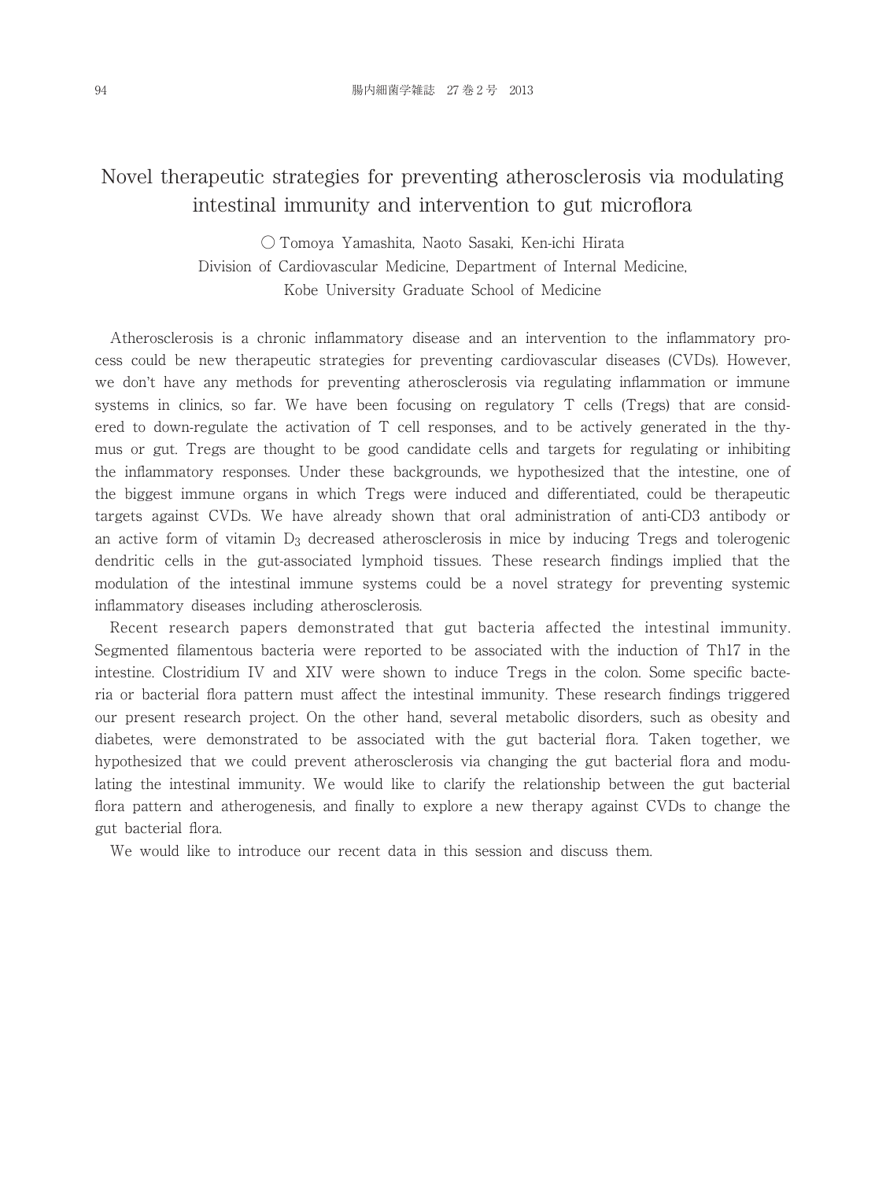# Novel therapeutic strategies for preventing atherosclerosis via modulating intestinal immunity and intervention to gut microflora

○ Tomoya Yamashita, Naoto Sasaki, Ken-ichi Hirata

Division of Cardiovascular Medicine, Department of Internal Medicine, Kobe University Graduate School of Medicine

Atherosclerosis is a chronic inflammatory disease and an intervention to the inflammatory process could be new therapeutic strategies for preventing cardiovascular diseases (CVDs). However, we don't have any methods for preventing atherosclerosis via regulating inflammation or immune systems in clinics, so far. We have been focusing on regulatory T cells (Tregs) that are considered to down-regulate the activation of T cell responses, and to be actively generated in the thymus or gut. Tregs are thought to be good candidate cells and targets for regulating or inhibiting the inflammatory responses. Under these backgrounds, we hypothesized that the intestine, one of the biggest immune organs in which Tregs were induced and differentiated, could be therapeutic targets against CVDs. We have already shown that oral administration of anti-CD3 antibody or an active form of vitamin $D_3$ decreased atherosclerosis in mice by inducing Tregs and tolerogenic dendritic cells in the gut-associated lymphoid tissues. These research findings implied that the modulation of the intestinal immune systems could be a novel strategy for preventing systemic inflammatory diseases including atherosclerosis.

Recent research papers demonstrated that gut bacteria affected the intestinal immunity. Segmented filamentous bacteria were reported to be associated with the induction of Th17 in the intestine. Clostridium IV and XIV were shown to induce Tregs in the colon. Some specific bacteria or bacterial flora pattern must affect the intestinal immunity. These research findings triggered our present research project. On the other hand, several metabolic disorders, such as obesity and diabetes, were demonstrated to be associated with the gut bacterial flora. Taken together, we hypothesized that we could prevent atherosclerosis via changing the gut bacterial flora and modulating the intestinal immunity. We would like to clarify the relationship between the gut bacterial flora pattern and atherogenesis, and finally to explore a new therapy against CVDs to change the gut bacterial flora.

We would like to introduce our recent data in this session and discuss them.